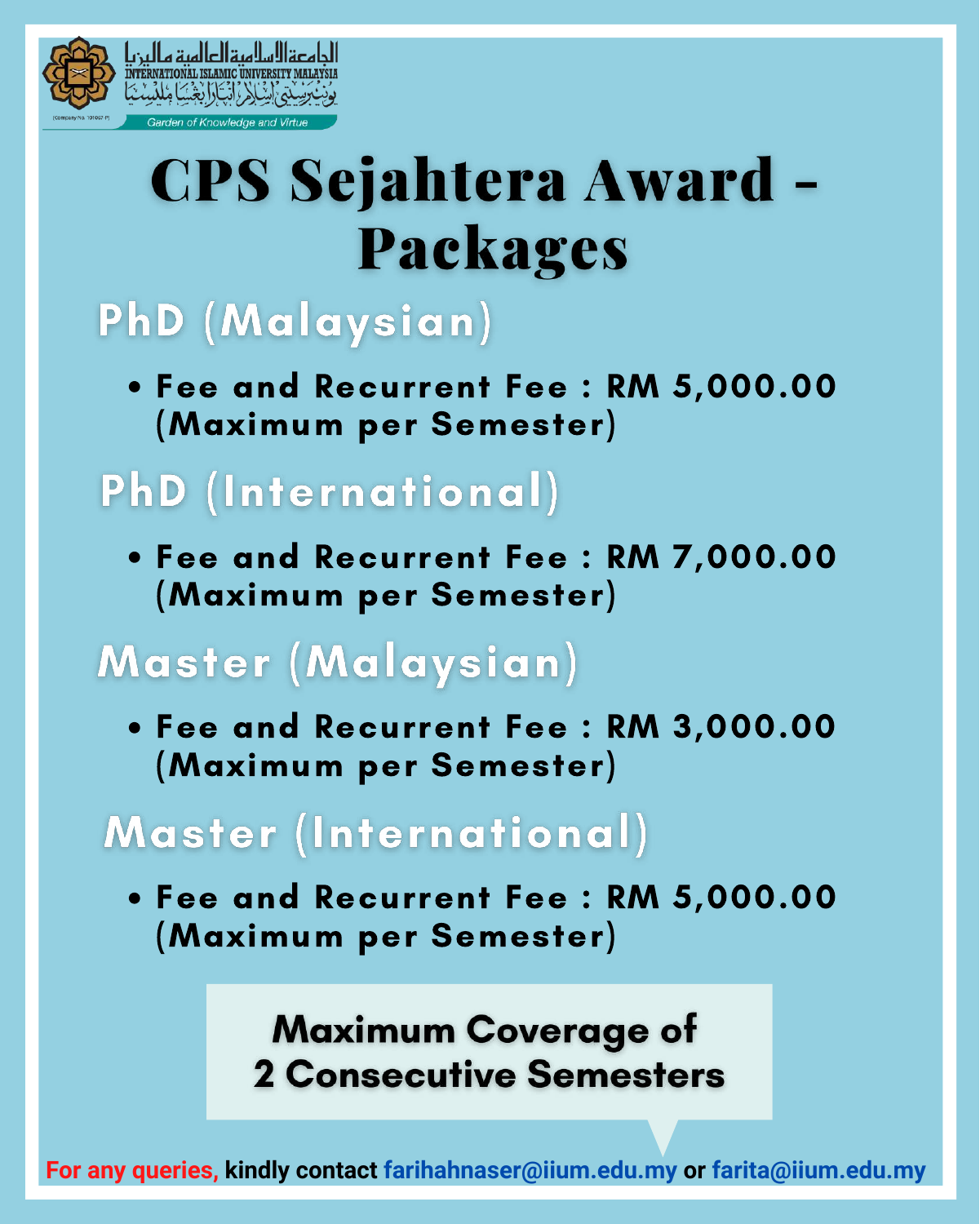الجامعة الإسلامية العالمية ماليزيا
INTERNATIONAL ISLAMIC UNIVERSITY MALAYSIA
يونيۏرسيتي إسلام انتارابغسا مليسيا

(Company No. 101067-P)

*Garden of Knowledge and Virtue*

# CPS Sejahtera Award - Packages

## PhD (Malaysian)

- **Fee and Recurrent Fee : RM 5,000.00 (Maximum per Semester)**

## PhD (International)

- **Fee and Recurrent Fee : RM 7,000.00 (Maximum per Semester)**

## Master (Malaysian)

- **Fee and Recurrent Fee : RM 3,000.00 (Maximum per Semester)**

## Master (International)

- **Fee and Recurrent Fee : RM 5,000.00 (Maximum per Semester)**

**Maximum Coverage of 2 Consecutive Semesters**

For any queries, kindly contact farihahnaser@iium.edu.my or farita@iium.edu.my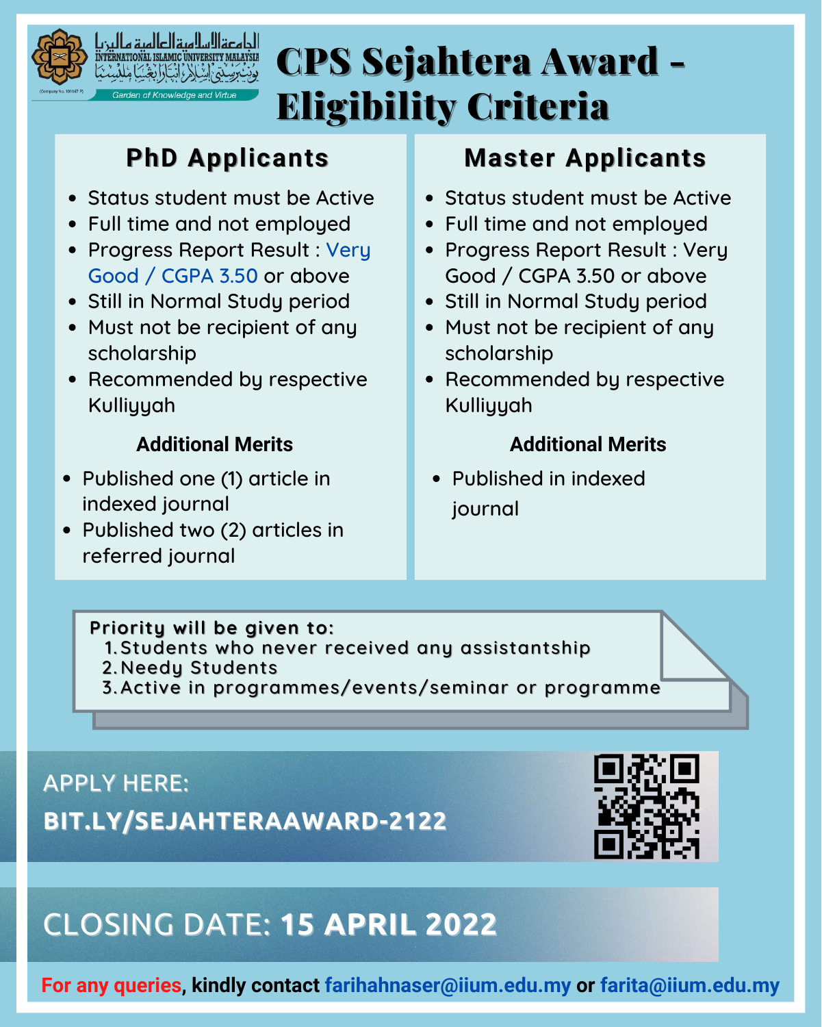INTERNATIONAL ISLAMIC UNIVERSITY MALAYSIA

Garden of Knowledge and Virtue

# CPS Sejahtera Award - Eligibility Criteria

## PhD Applicants

- Status student must be Active
- Full time and not employed
- Progress Report Result : Very Good / CGPA 3.50 or above
- Still in Normal Study period
- Must not be recipient of any scholarship
- Recommended by respective Kulliyyah

### Additional Merits

- Published one (1) article in indexed journal
- Published two (2) articles in referred journal

## Master Applicants

- Status student must be Active
- Full time and not employed
- Progress Report Result : Very Good / CGPA 3.50 or above
- Still in Normal Study period
- Must not be recipient of any scholarship
- Recommended by respective Kulliyyah

### Additional Merits

- Published in indexed journal

**Priority will be given to:**

1. Students who never received any assistantship
2. Needy Students
3. Active in programmes/events/seminar or programme

APPLY HERE:

**BIT.LY/SEJAHTERAAWARD-2122**

CLOSING DATE: **15 APRIL 2022**

For any queries, kindly contact farihahnaser@iium.edu.my or farita@iium.edu.my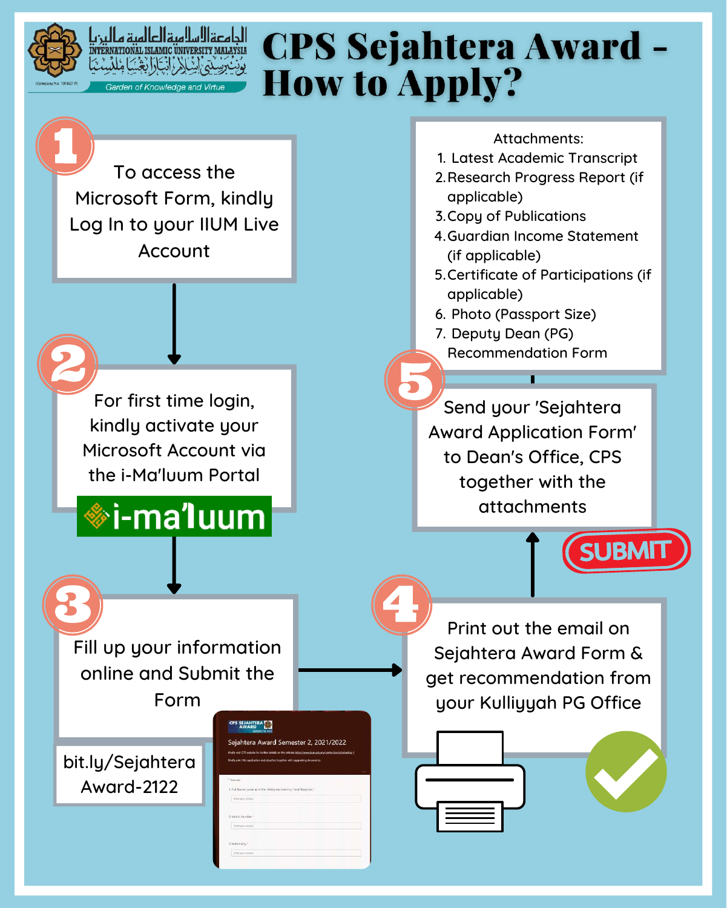INTERNATIONAL ISLAMIC UNIVERSITY MALAYSIA

Garden of Knowledge and Virtue

# CPS Sejahtera Award - How to Apply?

**1** To access the Microsoft Form, kindly Log In to your IIUM Live Account

**2** For first time login, kindly activate your Microsoft Account via the i-Ma'luum Portal

i-ma'luum

**3** Fill up your information online and Submit the Form

bit.ly/Sejahtera Award-2122

**4** Print out the email on Sejahtera Award Form & get recommendation from your Kulliyyah PG Office

**5** Send your 'Sejahtera Award Application Form' to Dean's Office, CPS together with the attachments

SUBMIT

Attachments:

1. Latest Academic Transcript
2. Research Progress Report (if applicable)
3. Copy of Publications
4. Guardian Income Statement (if applicable)
5. Certificate of Participations (if applicable)
6. Photo (Passport Size)
7. Deputy Dean (PG) Recommendation Form